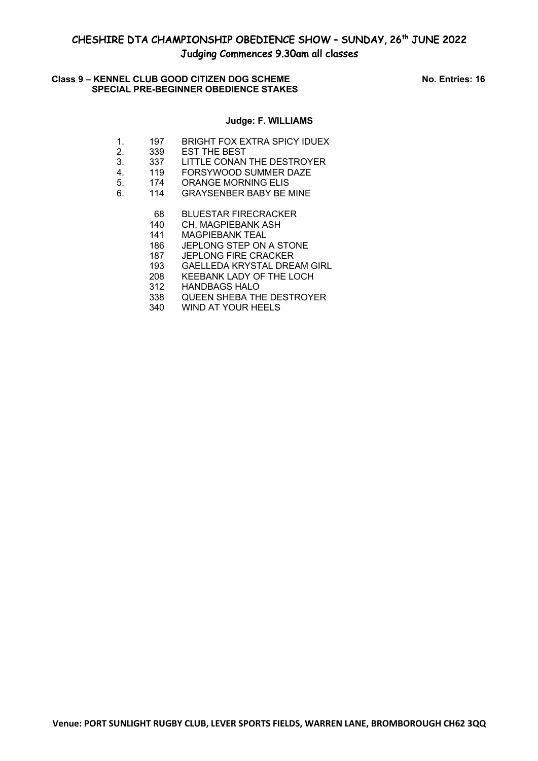# CHESHIRE DTA CHAMPIONSHIP OBEDIENCE SHOW – SUNDAY, 26th JUNE 2022

## Judging Commences 9.30am all classes

**Class 9 – KENNEL CLUB GOOD CITIZEN DOG SCHEME SPECIAL PRE-BEGINNER OBEDIENCE STAKES** **No. Entries: 16**

**Judge: F. WILLIAMS**

| Place | No. | Name |
|---|---|---|
| 1. | 197 | BRIGHT FOX EXTRA SPICY IDUEX |
| 2. | 339 | EST THE BEST |
| 3. | 337 | LITTLE CONAN THE DESTROYER |
| 4. | 119 | FORSYWOOD SUMMER DAZE |
| 5. | 174 | ORANGE MORNING ELIS |
| 6. | 114 | GRAYSENBER BABY BE MINE |
| | 68 | BLUESTAR FIRECRACKER |
| | 140 | CH. MAGPIEBANK ASH |
| | 141 | MAGPIEBANK TEAL |
| | 186 | JEPLONG STEP ON A STONE |
| | 187 | JEPLONG FIRE CRACKER |
| | 193 | GAELLEDA KRYSTAL DREAM GIRL |
| | 208 | KEEBANK LADY OF THE LOCH |
| | 312 | HANDBAGS HALO |
| | 338 | QUEEN SHEBA THE DESTROYER |
| | 340 | WIND AT YOUR HEELS |

**Venue: PORT SUNLIGHT RUGBY CLUB, LEVER SPORTS FIELDS, WARREN LANE, BROMBOROUGH CH62 3QQ**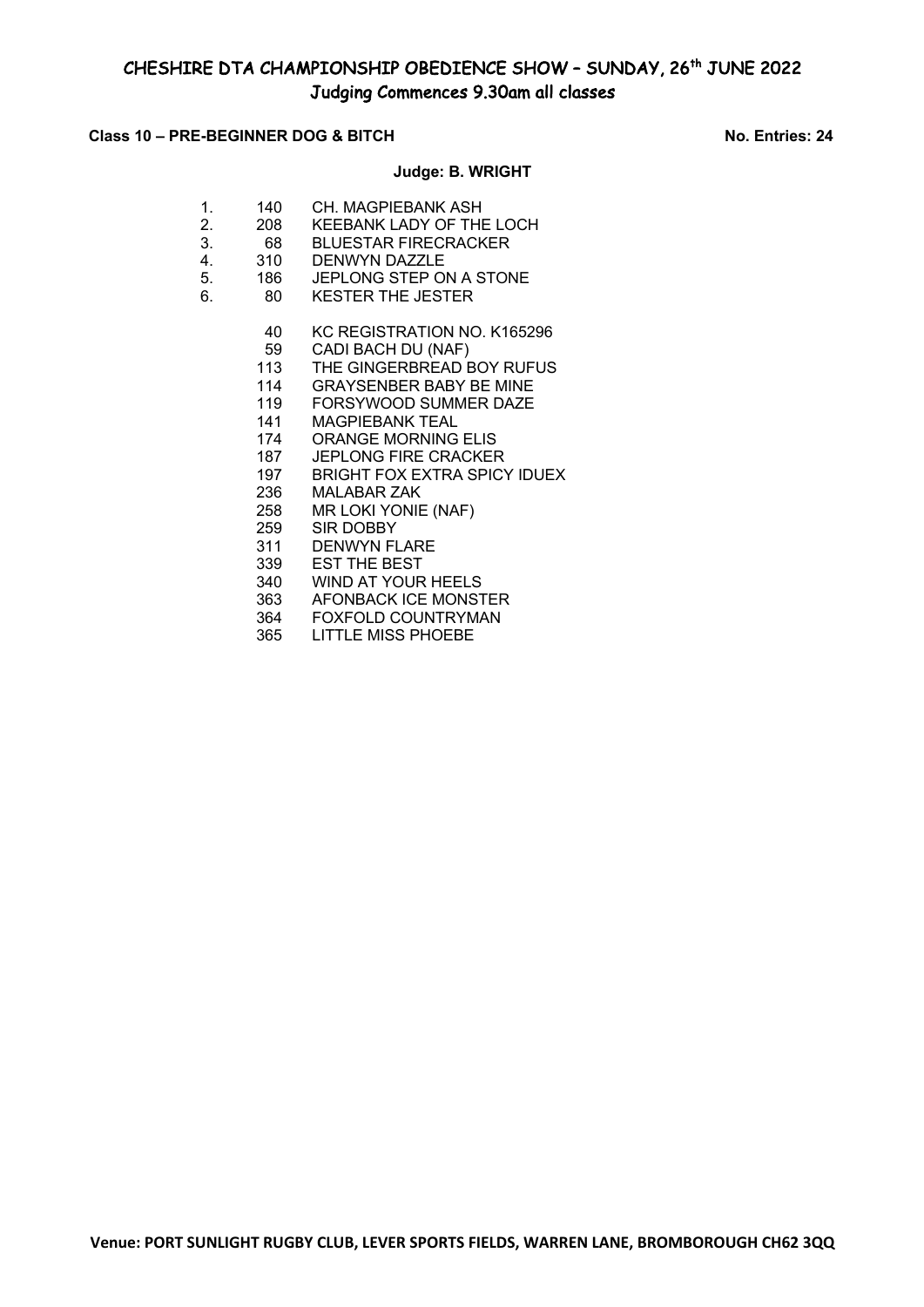# CHESHIRE DTA CHAMPIONSHIP OBEDIENCE SHOW – SUNDAY, 26th JUNE 2022

## Judging Commences 9.30am all classes

**Class 10 – PRE-BEGINNER DOG & BITCH** **No. Entries: 24**

**Judge: B. WRIGHT**

| Place | No. | Name |
|---|---|---|
| 1. | 140 | CH. MAGPIEBANK ASH |
| 2. | 208 | KEEBANK LADY OF THE LOCH |
| 3. | 68 | BLUESTAR FIRECRACKER |
| 4. | 310 | DENWYN DAZZLE |
| 5. | 186 | JEPLONG STEP ON A STONE |
| 6. | 80 | KESTER THE JESTER |
| | 40 | KC REGISTRATION NO. K165296 |
| | 59 | CADI BACH DU (NAF) |
| | 113 | THE GINGERBREAD BOY RUFUS |
| | 114 | GRAYSENBER BABY BE MINE |
| | 119 | FORSYWOOD SUMMER DAZE |
| | 141 | MAGPIEBANK TEAL |
| | 174 | ORANGE MORNING ELIS |
| | 187 | JEPLONG FIRE CRACKER |
| | 197 | BRIGHT FOX EXTRA SPICY IDUEX |
| | 236 | MALABAR ZAK |
| | 258 | MR LOKI YONIE (NAF) |
| | 259 | SIR DOBBY |
| | 311 | DENWYN FLARE |
| | 339 | EST THE BEST |
| | 340 | WIND AT YOUR HEELS |
| | 363 | AFONBACK ICE MONSTER |
| | 364 | FOXFOLD COUNTRYMAN |
| | 365 | LITTLE MISS PHOEBE |

**Venue: PORT SUNLIGHT RUGBY CLUB, LEVER SPORTS FIELDS, WARREN LANE, BROMBOROUGH CH62 3QQ**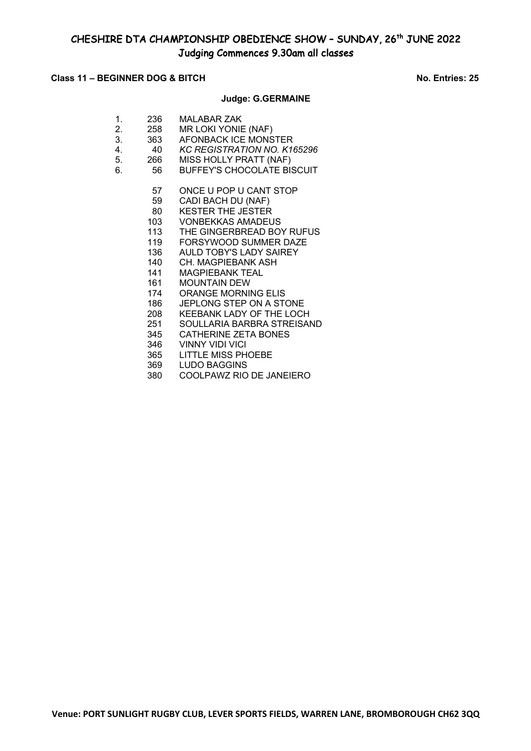# CHESHIRE DTA CHAMPIONSHIP OBEDIENCE SHOW – SUNDAY, 26th JUNE 2022

## Judging Commences 9.30am all classes

**Class 11 – BEGINNER DOG & BITCH** **No. Entries: 25**

**Judge: G.GERMAINE**

| Place | No. | Name |
|---|---|---|
| 1. | 236 | MALABAR ZAK |
| 2. | 258 | MR LOKI YONIE (NAF) |
| 3. | 363 | AFONBACK ICE MONSTER |
| 4. | 40 | *KC REGISTRATION NO. K165296* |
| 5. | 266 | MISS HOLLY PRATT (NAF) |
| 6. | 56 | BUFFEY'S CHOCOLATE BISCUIT |
| | 57 | ONCE U POP U CANT STOP |
| | 59 | CADI BACH DU (NAF) |
| | 80 | KESTER THE JESTER |
| | 103 | VONBEKKAS AMADEUS |
| | 113 | THE GINGERBREAD BOY RUFUS |
| | 119 | FORSYWOOD SUMMER DAZE |
| | 136 | AULD TOBY'S LADY SAIREY |
| | 140 | CH. MAGPIEBANK ASH |
| | 141 | MAGPIEBANK TEAL |
| | 161 | MOUNTAIN DEW |
| | 174 | ORANGE MORNING ELIS |
| | 186 | JEPLONG STEP ON A STONE |
| | 208 | KEEBANK LADY OF THE LOCH |
| | 251 | SOULLARIA BARBRA STREISAND |
| | 345 | CATHERINE ZETA BONES |
| | 346 | VINNY VIDI VICI |
| | 365 | LITTLE MISS PHOEBE |
| | 369 | LUDO BAGGINS |
| | 380 | COOLPAWZ RIO DE JANEIERO |

**Venue: PORT SUNLIGHT RUGBY CLUB, LEVER SPORTS FIELDS, WARREN LANE, BROMBOROUGH CH62 3QQ**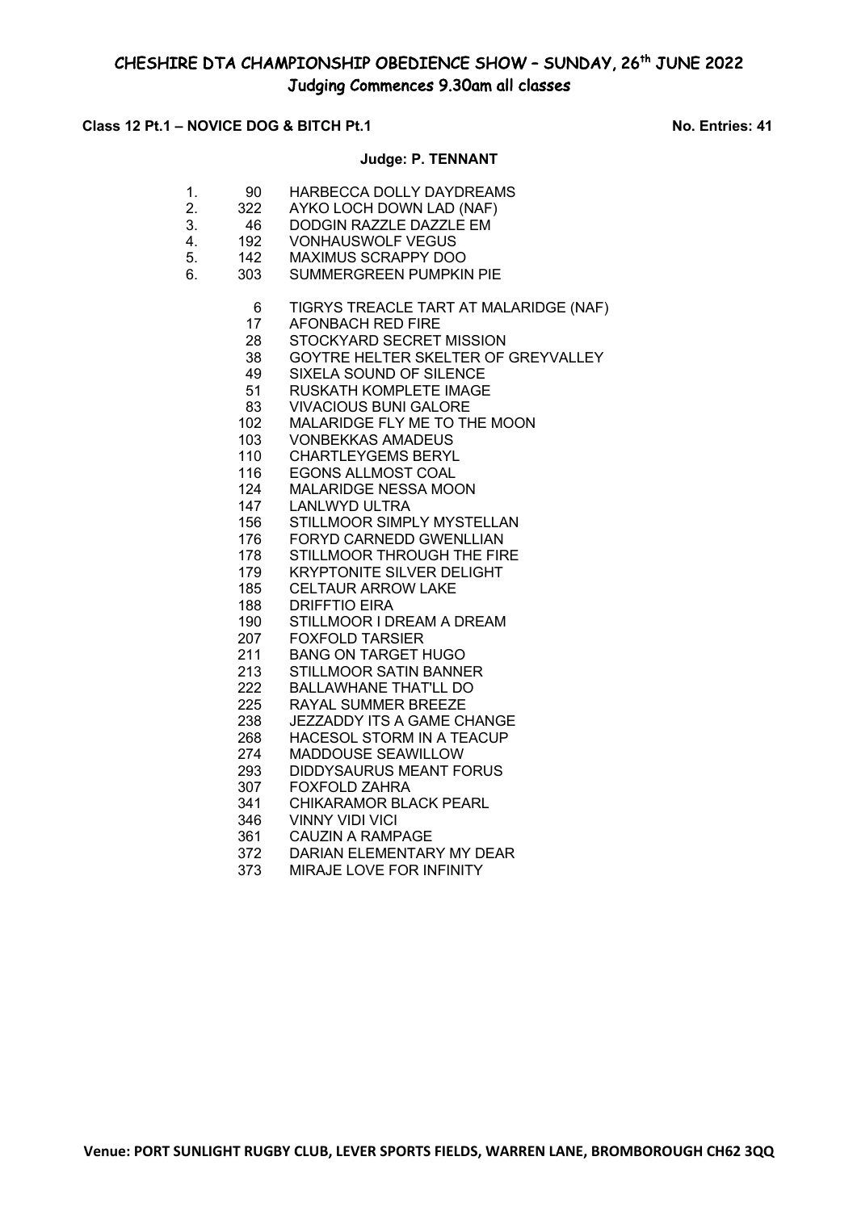# CHESHIRE DTA CHAMPIONSHIP OBEDIENCE SHOW – SUNDAY, 26th JUNE 2022

## Judging Commences 9.30am all classes

**Class 12 Pt.1 – NOVICE DOG & BITCH Pt.1** **No. Entries: 41**

**Judge: P. TENNANT**

| Place | No. | Name |
|---|---|---|
| 1. | 90 | HARBECCA DOLLY DAYDREAMS |
| 2. | 322 | AYKO LOCH DOWN LAD (NAF) |
| 3. | 46 | DODGIN RAZZLE DAZZLE EM |
| 4. | 192 | VONHAUSWOLF VEGUS |
| 5. | 142 | MAXIMUS SCRAPPY DOO |
| 6. | 303 | SUMMERGREEN PUMPKIN PIE |
| | 6 | TIGRYS TREACLE TART AT MALARIDGE (NAF) |
| | 17 | AFONBACH RED FIRE |
| | 28 | STOCKYARD SECRET MISSION |
| | 38 | GOYTRE HELTER SKELTER OF GREYVALLEY |
| | 49 | SIXELA SOUND OF SILENCE |
| | 51 | RUSKATH KOMPLETE IMAGE |
| | 83 | VIVACIOUS BUNI GALORE |
| | 102 | MALARIDGE FLY ME TO THE MOON |
| | 103 | VONBEKKAS AMADEUS |
| | 110 | CHARTLEYGEMS BERYL |
| | 116 | EGONS ALLMOST COAL |
| | 124 | MALARIDGE NESSA MOON |
| | 147 | LANLWYD ULTRA |
| | 156 | STILLMOOR SIMPLY MYSTELLAN |
| | 176 | FORYD CARNEDD GWENLLIAN |
| | 178 | STILLMOOR THROUGH THE FIRE |
| | 179 | KRYPTONITE SILVER DELIGHT |
| | 185 | CELTAUR ARROW LAKE |
| | 188 | DRIFFTIO EIRA |
| | 190 | STILLMOOR I DREAM A DREAM |
| | 207 | FOXFOLD TARSIER |
| | 211 | BANG ON TARGET HUGO |
| | 213 | STILLMOOR SATIN BANNER |
| | 222 | BALLAWHANE THAT'LL DO |
| | 225 | RAYAL SUMMER BREEZE |
| | 238 | JEZZADDY ITS A GAME CHANGE |
| | 268 | HACESOL STORM IN A TEACUP |
| | 274 | MADDOUSE SEAWILLOW |
| | 293 | DIDDYSAURUS MEANT FORUS |
| | 307 | FOXFOLD ZAHRA |
| | 341 | CHIKARAMOR BLACK PEARL |
| | 346 | VINNY VIDI VICI |
| | 361 | CAUZIN A RAMPAGE |
| | 372 | DARIAN ELEMENTARY MY DEAR |
| | 373 | MIRAJE LOVE FOR INFINITY |

**Venue: PORT SUNLIGHT RUGBY CLUB, LEVER SPORTS FIELDS, WARREN LANE, BROMBOROUGH CH62 3QQ**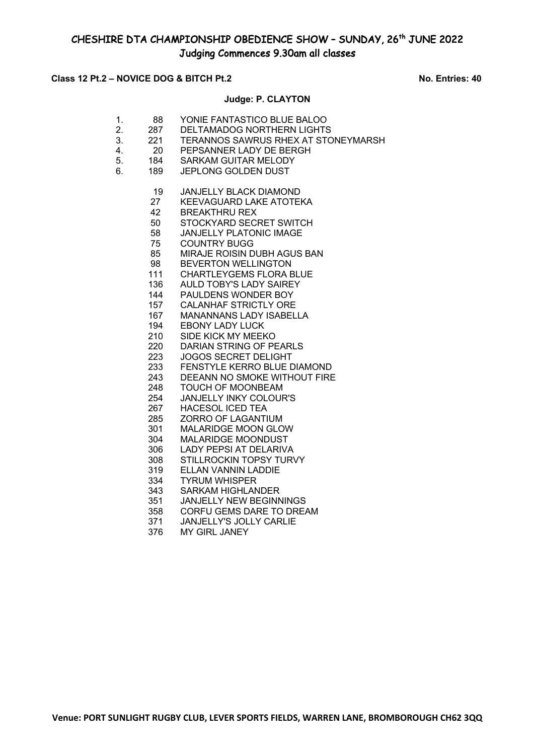# CHESHIRE DTA CHAMPIONSHIP OBEDIENCE SHOW – SUNDAY, 26th JUNE 2022

## Judging Commences 9.30am all classes

**Class 12 Pt.2 – NOVICE DOG & BITCH Pt.2** **No. Entries: 40**

**Judge: P. CLAYTON**

| Place | No. | Name |
|---|---|---|
| 1. | 88 | YONIE FANTASTICO BLUE BALOO |
| 2. | 287 | DELTAMADOG NORTHERN LIGHTS |
| 3. | 221 | TERANNOS SAWRUS RHEX AT STONEYMARSH |
| 4. | 20 | PEPSANNER LADY DE BERGH |
| 5. | 184 | SARKAM GUITAR MELODY |
| 6. | 189 | JEPLONG GOLDEN DUST |

| No. | Name |
|---|---|
| 19 | JANJELLY BLACK DIAMOND |
| 27 | KEEVAGUARD LAKE ATOTEKA |
| 42 | BREAKTHRU REX |
| 50 | STOCKYARD SECRET SWITCH |
| 58 | JANJELLY PLATONIC IMAGE |
| 75 | COUNTRY BUGG |
| 85 | MIRAJE ROISIN DUBH AGUS BAN |
| 98 | BEVERTON WELLINGTON |
| 111 | CHARTLEYGEMS FLORA BLUE |
| 136 | AULD TOBY'S LADY SAIREY |
| 144 | PAULDENS WONDER BOY |
| 157 | CALANHAF STRICTLY ORE |
| 167 | MANANNANS LADY ISABELLA |
| 194 | EBONY LADY LUCK |
| 210 | SIDE KICK MY MEEKO |
| 220 | DARIAN STRING OF PEARLS |
| 223 | JOGOS SECRET DELIGHT |
| 233 | FENSTYLE KERRO BLUE DIAMOND |
| 243 | DEEANN NO SMOKE WITHOUT FIRE |
| 248 | TOUCH OF MOONBEAM |
| 254 | JANJELLY INKY COLOUR'S |
| 267 | HACESOL ICED TEA |
| 285 | ZORRO OF LAGANTIUM |
| 301 | MALARIDGE MOON GLOW |
| 304 | MALARIDGE MOONDUST |
| 306 | LADY PEPSI AT DELARIVA |
| 308 | STILLROCKIN TOPSY TURVY |
| 319 | ELLAN VANNIN LADDIE |
| 334 | TYRUM WHISPER |
| 343 | SARKAM HIGHLANDER |
| 351 | JANJELLY NEW BEGINNINGS |
| 358 | CORFU GEMS DARE TO DREAM |
| 371 | JANJELLY'S JOLLY CARLIE |
| 376 | MY GIRL JANEY |

**Venue: PORT SUNLIGHT RUGBY CLUB, LEVER SPORTS FIELDS, WARREN LANE, BROMBOROUGH CH62 3QQ**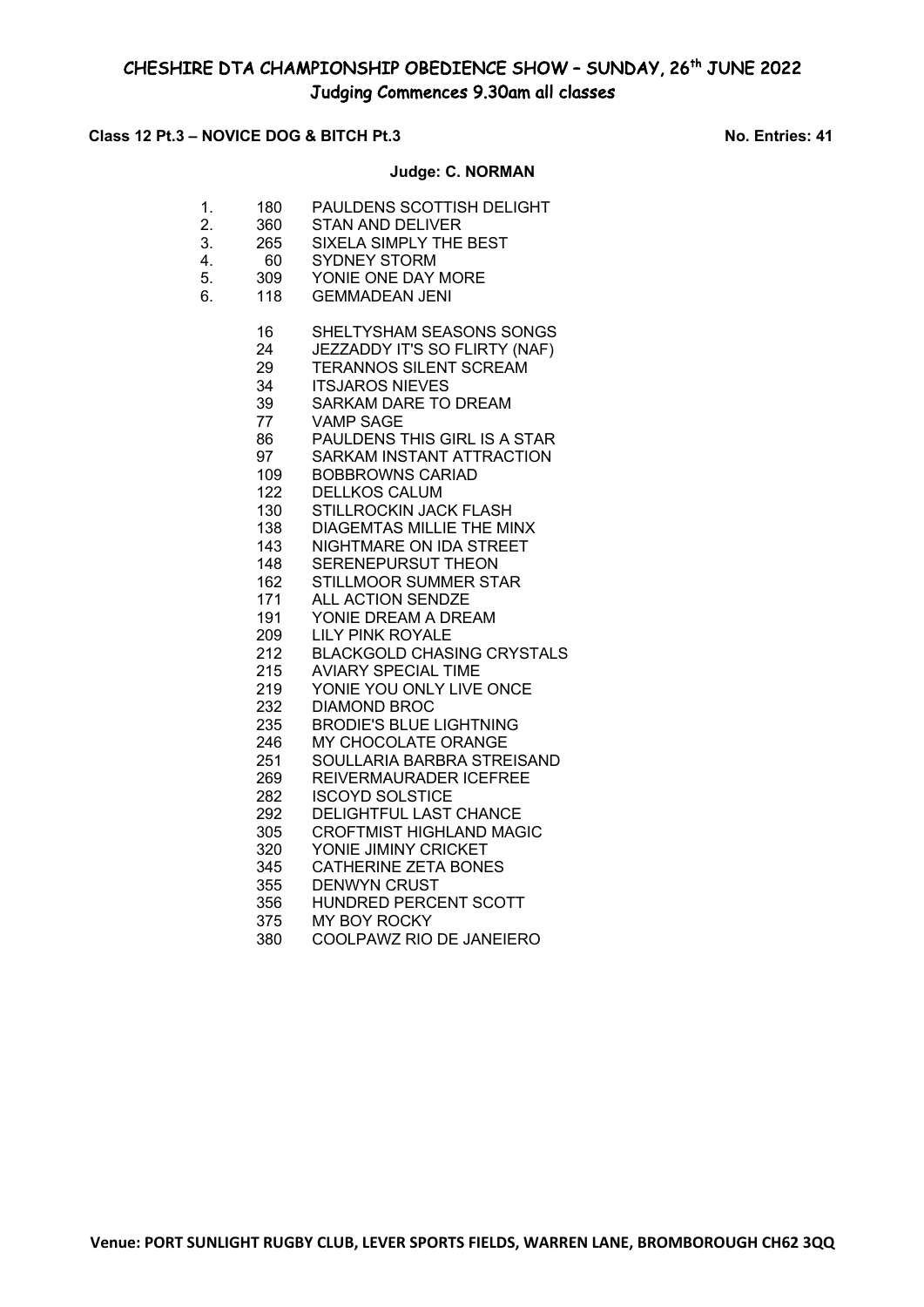# CHESHIRE DTA CHAMPIONSHIP OBEDIENCE SHOW – SUNDAY, 26th JUNE 2022

## Judging Commences 9.30am all classes

**Class 12 Pt.3 – NOVICE DOG & BITCH Pt.3** **No. Entries: 41**

**Judge: C. NORMAN**

| Place | No. | Name |
|---|---|---|
| 1. | 180 | PAULDENS SCOTTISH DELIGHT |
| 2. | 360 | STAN AND DELIVER |
| 3. | 265 | SIXELA SIMPLY THE BEST |
| 4. | 60 | SYDNEY STORM |
| 5. | 309 | YONIE ONE DAY MORE |
| 6. | 118 | GEMMADEAN JENI |
| | 16 | SHELTYSHAM SEASONS SONGS |
| | 24 | JEZZADDY IT'S SO FLIRTY (NAF) |
| | 29 | TERANNOS SILENT SCREAM |
| | 34 | ITSJAROS NIEVES |
| | 39 | SARKAM DARE TO DREAM |
| | 77 | VAMP SAGE |
| | 86 | PAULDENS THIS GIRL IS A STAR |
| | 97 | SARKAM INSTANT ATTRACTION |
| | 109 | BOBBROWNS CARIAD |
| | 122 | DELLKOS CALUM |
| | 130 | STILLROCKIN JACK FLASH |
| | 138 | DIAGEMTAS MILLIE THE MINX |
| | 143 | NIGHTMARE ON IDA STREET |
| | 148 | SERENEPURSUT THEON |
| | 162 | STILLMOOR SUMMER STAR |
| | 171 | ALL ACTION SENDZE |
| | 191 | YONIE DREAM A DREAM |
| | 209 | LILY PINK ROYALE |
| | 212 | BLACKGOLD CHASING CRYSTALS |
| | 215 | AVIARY SPECIAL TIME |
| | 219 | YONIE YOU ONLY LIVE ONCE |
| | 232 | DIAMOND BROC |
| | 235 | BRODIE'S BLUE LIGHTNING |
| | 246 | MY CHOCOLATE ORANGE |
| | 251 | SOULLARIA BARBRA STREISAND |
| | 269 | REIVERMAURADER ICEFREE |
| | 282 | ISCOYD SOLSTICE |
| | 292 | DELIGHTFUL LAST CHANCE |
| | 305 | CROFTMIST HIGHLAND MAGIC |
| | 320 | YONIE JIMINY CRICKET |
| | 345 | CATHERINE ZETA BONES |
| | 355 | DENWYN CRUST |
| | 356 | HUNDRED PERCENT SCOTT |
| | 375 | MY BOY ROCKY |
| | 380 | COOLPAWZ RIO DE JANEIERO |

**Venue: PORT SUNLIGHT RUGBY CLUB, LEVER SPORTS FIELDS, WARREN LANE, BROMBOROUGH CH62 3QQ**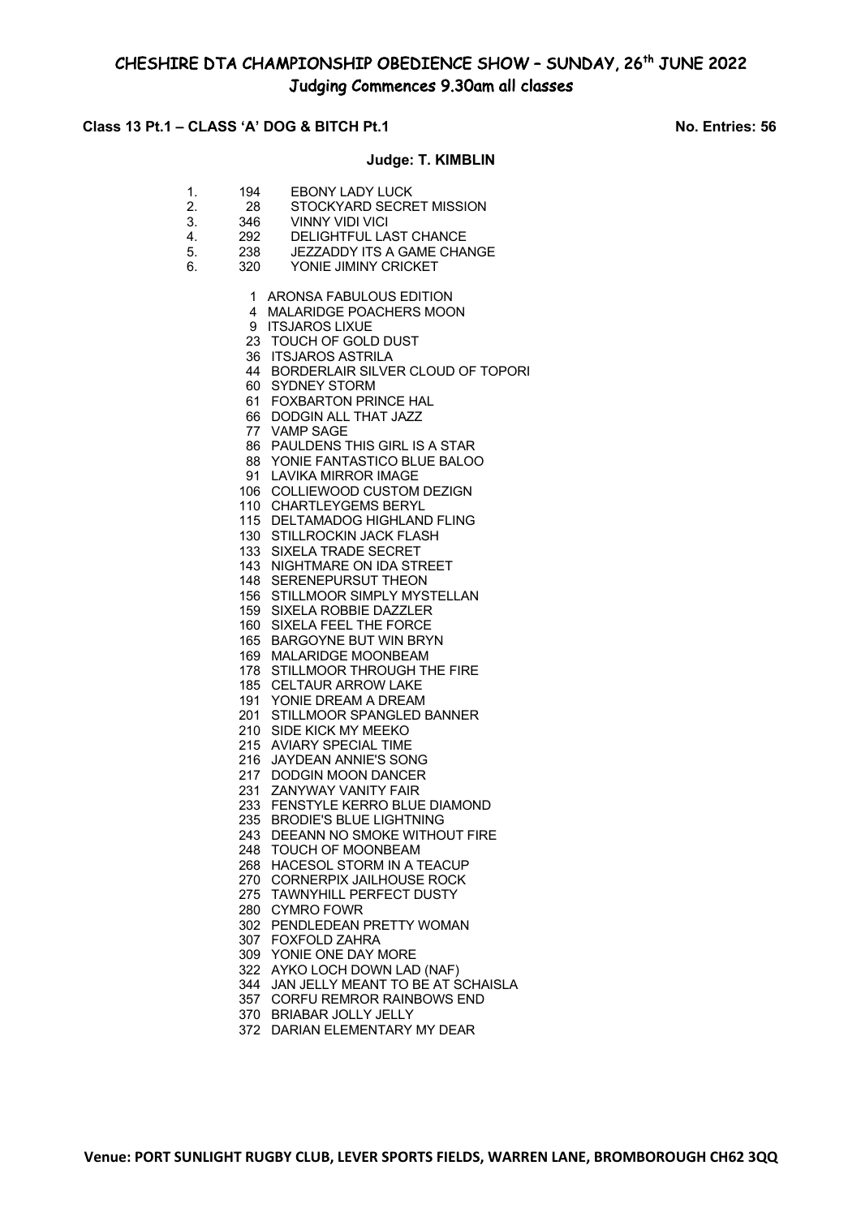# CHESHIRE DTA CHAMPIONSHIP OBEDIENCE SHOW – SUNDAY, 26th JUNE 2022

## Judging Commences 9.30am all classes

**Class 13 Pt.1 – CLASS 'A' DOG & BITCH Pt.1** **No. Entries: 56**

**Judge: T. KIMBLIN**

1. 194 EBONY LADY LUCK
2. 28 STOCKYARD SECRET MISSION
3. 346 VINNY VIDI VICI
4. 292 DELIGHTFUL LAST CHANCE
5. 238 JEZZADDY ITS A GAME CHANGE
6. 320 YONIE JIMINY CRICKET

1 ARONSA FABULOUS EDITION
4 MALARIDGE POACHERS MOON
9 ITSJAROS LIXUE
23 TOUCH OF GOLD DUST
36 ITSJAROS ASTRILA
44 BORDERLAIR SILVER CLOUD OF TOPORI
60 SYDNEY STORM
61 FOXBARTON PRINCE HAL
66 DODGIN ALL THAT JAZZ
77 VAMP SAGE
86 PAULDENS THIS GIRL IS A STAR
88 YONIE FANTASTICO BLUE BALOO
91 LAVIKA MIRROR IMAGE
106 COLLIEWOOD CUSTOM DEZIGN
110 CHARTLEYGEMS BERYL
115 DELTAMADOG HIGHLAND FLING
130 STILLROCKIN JACK FLASH
133 SIXELA TRADE SECRET
143 NIGHTMARE ON IDA STREET
148 SERENEPURSUT THEON
156 STILLMOOR SIMPLY MYSTELLAN
159 SIXELA ROBBIE DAZZLER
160 SIXELA FEEL THE FORCE
165 BARGOYNE BUT WIN BRYN
169 MALARIDGE MOONBEAM
178 STILLMOOR THROUGH THE FIRE
185 CELTAUR ARROW LAKE
191 YONIE DREAM A DREAM
201 STILLMOOR SPANGLED BANNER
210 SIDE KICK MY MEEKO
215 AVIARY SPECIAL TIME
216 JAYDEAN ANNIE'S SONG
217 DODGIN MOON DANCER
231 ZANYWAY VANITY FAIR
233 FENSTYLE KERRO BLUE DIAMOND
235 BRODIE'S BLUE LIGHTNING
243 DEEANN NO SMOKE WITHOUT FIRE
248 TOUCH OF MOONBEAM
268 HACESOL STORM IN A TEACUP
270 CORNERPIX JAILHOUSE ROCK
275 TAWNYHILL PERFECT DUSTY
280 CYMRO FOWR
302 PENDLEDEAN PRETTY WOMAN
307 FOXFOLD ZAHRA
309 YONIE ONE DAY MORE
322 AYKO LOCH DOWN LAD (NAF)
344 JAN JELLY MEANT TO BE AT SCHAISLA
357 CORFU REMROR RAINBOWS END
370 BRIABAR JOLLY JELLY
372 DARIAN ELEMENTARY MY DEAR

**Venue: PORT SUNLIGHT RUGBY CLUB, LEVER SPORTS FIELDS, WARREN LANE, BROMBOROUGH CH62 3QQ**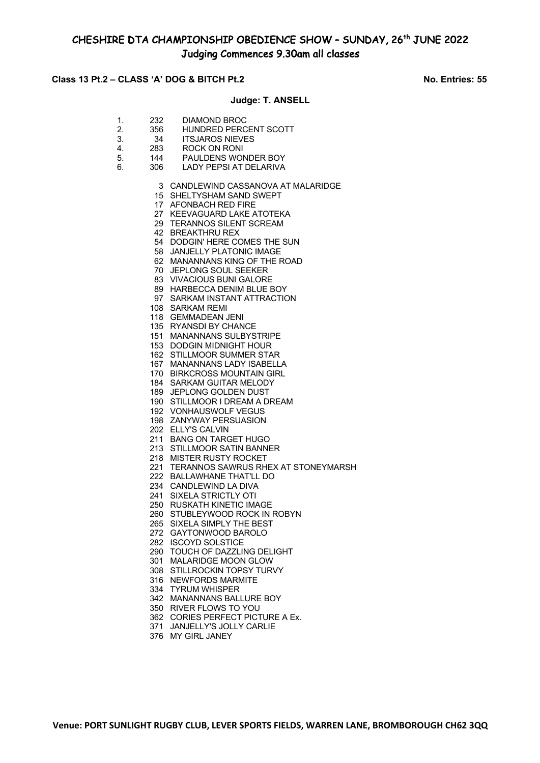# CHESHIRE DTA CHAMPIONSHIP OBEDIENCE SHOW – SUNDAY, 26th JUNE 2022

## Judging Commences 9.30am all classes

**Class 13 Pt.2 – CLASS 'A' DOG & BITCH Pt.2** **No. Entries: 55**

**Judge: T. ANSELL**

1. 232 DIAMOND BROC
2. 356 HUNDRED PERCENT SCOTT
3. 34 ITSJAROS NIEVES
4. 283 ROCK ON RONI
5. 144 PAULDENS WONDER BOY
6. 306 LADY PEPSI AT DELARIVA

3 CANDLEWIND CASSANOVA AT MALARIDGE
15 SHELTYSHAM SAND SWEPT
17 AFONBACH RED FIRE
27 KEEVAGUARD LAKE ATOTEKA
29 TERANNOS SILENT SCREAM
42 BREAKTHRU REX
54 DODGIN' HERE COMES THE SUN
58 JANJELLY PLATONIC IMAGE
62 MANANNANS KING OF THE ROAD
70 JEPLONG SOUL SEEKER
83 VIVACIOUS BUNI GALORE
89 HARBECCA DENIM BLUE BOY
97 SARKAM INSTANT ATTRACTION
108 SARKAM REMI
118 GEMMADEAN JENI
135 RYANSDI BY CHANCE
151 MANANNANS SULBYSTRIPE
153 DODGIN MIDNIGHT HOUR
162 STILLMOOR SUMMER STAR
167 MANANNANS LADY ISABELLA
170 BIRKCROSS MOUNTAIN GIRL
184 SARKAM GUITAR MELODY
189 JEPLONG GOLDEN DUST
190 STILLMOOR I DREAM A DREAM
192 VONHAUSWOLF VEGUS
198 ZANYWAY PERSUASION
202 ELLY'S CALVIN
211 BANG ON TARGET HUGO
213 STILLMOOR SATIN BANNER
218 MISTER RUSTY ROCKET
221 TERANNOS SAWRUS RHEX AT STONEYMARSH
222 BALLAWHANE THAT'LL DO
234 CANDLEWIND LA DIVA
241 SIXELA STRICTLY OTI
250 RUSKATH KINETIC IMAGE
260 STUBLEYWOOD ROCK IN ROBYN
265 SIXELA SIMPLY THE BEST
272 GAYTONWOOD BAROLO
282 ISCOYD SOLSTICE
290 TOUCH OF DAZZLING DELIGHT
301 MALARIDGE MOON GLOW
308 STILLROCKIN TOPSY TURVY
316 NEWFORDS MARMITE
334 TYRUM WHISPER
342 MANANNANS BALLURE BOY
350 RIVER FLOWS TO YOU
362 CORIES PERFECT PICTURE A Ex.
371 JANJELLY'S JOLLY CARLIE
376 MY GIRL JANEY

**Venue: PORT SUNLIGHT RUGBY CLUB, LEVER SPORTS FIELDS, WARREN LANE, BROMBOROUGH CH62 3QQ**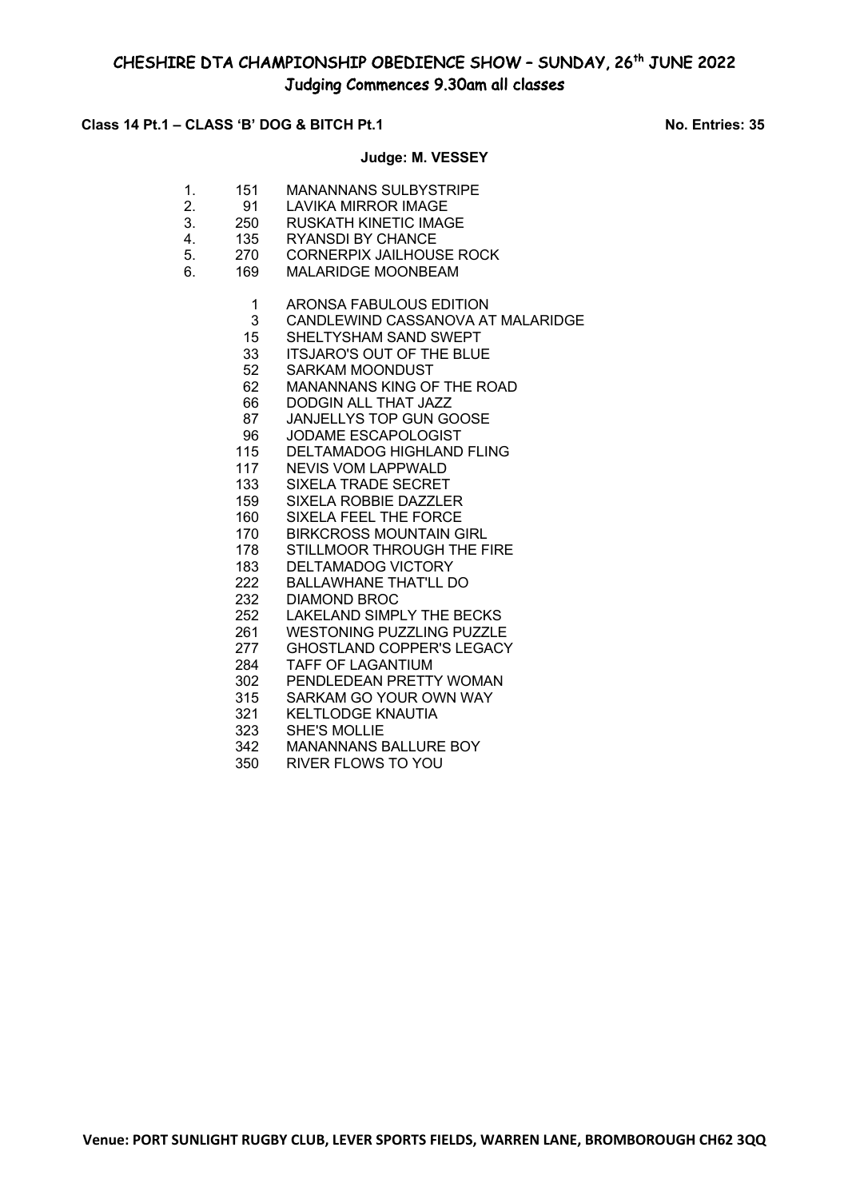# CHESHIRE DTA CHAMPIONSHIP OBEDIENCE SHOW – SUNDAY, 26th JUNE 2022

## Judging Commences 9.30am all classes

**Class 14 Pt.1 – CLASS 'B' DOG & BITCH Pt.1** **No. Entries: 35**

**Judge: M. VESSEY**

| Place | No. | Name |
|---|---|---|
| 1. | 151 | MANANNANS SULBYSTRIPE |
| 2. | 91 | LAVIKA MIRROR IMAGE |
| 3. | 250 | RUSKATH KINETIC IMAGE |
| 4. | 135 | RYANSDI BY CHANCE |
| 5. | 270 | CORNERPIX JAILHOUSE ROCK |
| 6. | 169 | MALARIDGE MOONBEAM |

| No. | Name |
|---|---|
| 1 | ARONSA FABULOUS EDITION |
| 3 | CANDLEWIND CASSANOVA AT MALARIDGE |
| 15 | SHELTYSHAM SAND SWEPT |
| 33 | ITSJARO'S OUT OF THE BLUE |
| 52 | SARKAM MOONDUST |
| 62 | MANANNANS KING OF THE ROAD |
| 66 | DODGIN ALL THAT JAZZ |
| 87 | JANJELLYS TOP GUN GOOSE |
| 96 | JODAME ESCAPOLOGIST |
| 115 | DELTAMADOG HIGHLAND FLING |
| 117 | NEVIS VOM LAPPWALD |
| 133 | SIXELA TRADE SECRET |
| 159 | SIXELA ROBBIE DAZZLER |
| 160 | SIXELA FEEL THE FORCE |
| 170 | BIRKCROSS MOUNTAIN GIRL |
| 178 | STILLMOOR THROUGH THE FIRE |
| 183 | DELTAMADOG VICTORY |
| 222 | BALLAWHANE THAT'LL DO |
| 232 | DIAMOND BROC |
| 252 | LAKELAND SIMPLY THE BECKS |
| 261 | WESTONING PUZZLING PUZZLE |
| 277 | GHOSTLAND COPPER'S LEGACY |
| 284 | TAFF OF LAGANTIUM |
| 302 | PENDLEDEAN PRETTY WOMAN |
| 315 | SARKAM GO YOUR OWN WAY |
| 321 | KELTLODGE KNAUTIA |
| 323 | SHE'S MOLLIE |
| 342 | MANANNANS BALLURE BOY |
| 350 | RIVER FLOWS TO YOU |

**Venue: PORT SUNLIGHT RUGBY CLUB, LEVER SPORTS FIELDS, WARREN LANE, BROMBOROUGH CH62 3QQ**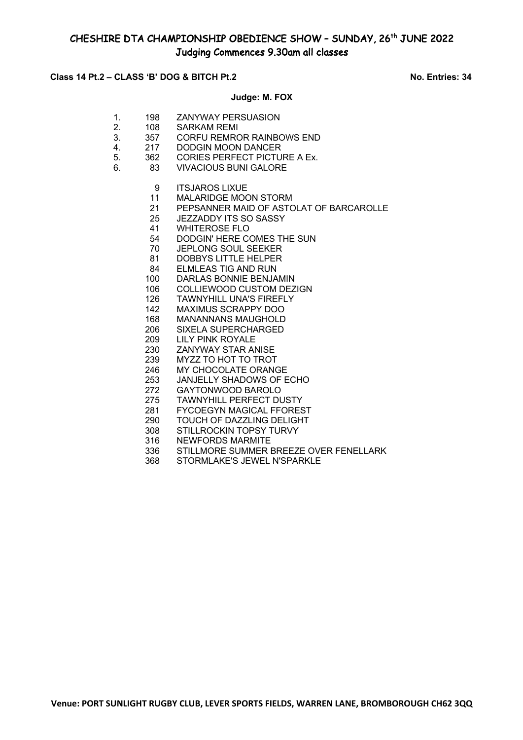# CHESHIRE DTA CHAMPIONSHIP OBEDIENCE SHOW – SUNDAY, 26th JUNE 2022

## Judging Commences 9.30am all classes

**Class 14 Pt.2 – CLASS 'B' DOG & BITCH Pt.2** **No. Entries: 34**

**Judge: M. FOX**

| Place | No. | Name |
|---|---|---|
| 1. | 198 | ZANYWAY PERSUASION |
| 2. | 108 | SARKAM REMI |
| 3. | 357 | CORFU REMROR RAINBOWS END |
| 4. | 217 | DODGIN MOON DANCER |
| 5. | 362 | CORIES PERFECT PICTURE A Ex. |
| 6. | 83 | VIVACIOUS BUNI GALORE |
| | 9 | ITSJAROS LIXUE |
| | 11 | MALARIDGE MOON STORM |
| | 21 | PEPSANNER MAID OF ASTOLAT OF BARCAROLLE |
| | 25 | JEZZADDY ITS SO SASSY |
| | 41 | WHITEROSE FLO |
| | 54 | DODGIN' HERE COMES THE SUN |
| | 70 | JEPLONG SOUL SEEKER |
| | 81 | DOBBYS LITTLE HELPER |
| | 84 | ELMLEAS TIG AND RUN |
| | 100 | DARLAS BONNIE BENJAMIN |
| | 106 | COLLIEWOOD CUSTOM DEZIGN |
| | 126 | TAWNYHILL UNA'S FIREFLY |
| | 142 | MAXIMUS SCRAPPY DOO |
| | 168 | MANANNANS MAUGHOLD |
| | 206 | SIXELA SUPERCHARGED |
| | 209 | LILY PINK ROYALE |
| | 230 | ZANYWAY STAR ANISE |
| | 239 | MYZZ TO HOT TO TROT |
| | 246 | MY CHOCOLATE ORANGE |
| | 253 | JANJELLY SHADOWS OF ECHO |
| | 272 | GAYTONWOOD BAROLO |
| | 275 | TAWNYHILL PERFECT DUSTY |
| | 281 | FYCOEGYN MAGICAL FFOREST |
| | 290 | TOUCH OF DAZZLING DELIGHT |
| | 308 | STILLROCKIN TOPSY TURVY |
| | 316 | NEWFORDS MARMITE |
| | 336 | STILLMORE SUMMER BREEZE OVER FENELLARK |
| | 368 | STORMLAKE'S JEWEL N'SPARKLE |

**Venue: PORT SUNLIGHT RUGBY CLUB, LEVER SPORTS FIELDS, WARREN LANE, BROMBOROUGH CH62 3QQ**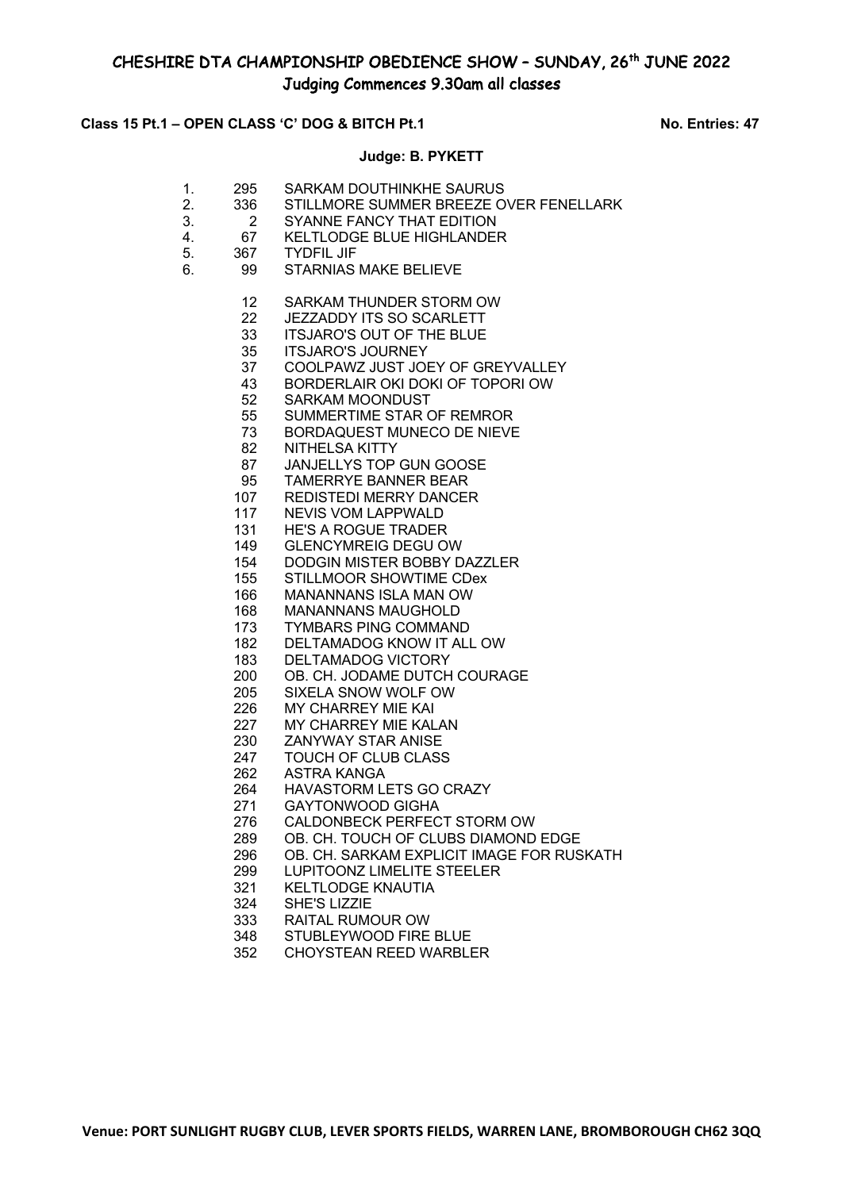# CHESHIRE DTA CHAMPIONSHIP OBEDIENCE SHOW – SUNDAY, 26th JUNE 2022

## Judging Commences 9.30am all classes

**Class 15 Pt.1 – OPEN CLASS 'C' DOG & BITCH Pt.1** **No. Entries: 47**

**Judge: B. PYKETT**

| Place | No. | Name |
|---|---|---|
| 1. | 295 | SARKAM DOUTHINKHE SAURUS |
| 2. | 336 | STILLMORE SUMMER BREEZE OVER FENELLARK |
| 3. | 2 | SYANNE FANCY THAT EDITION |
| 4. | 67 | KELTLODGE BLUE HIGHLANDER |
| 5. | 367 | TYDFIL JIF |
| 6. | 99 | STARNIAS MAKE BELIEVE |
| | 12 | SARKAM THUNDER STORM OW |
| | 22 | JEZZADDY ITS SO SCARLETT |
| | 33 | ITSJARO'S OUT OF THE BLUE |
| | 35 | ITSJARO'S JOURNEY |
| | 37 | COOLPAWZ JUST JOEY OF GREYVALLEY |
| | 43 | BORDERLAIR OKI DOKI OF TOPORI OW |
| | 52 | SARKAM MOONDUST |
| | 55 | SUMMERTIME STAR OF REMROR |
| | 73 | BORDAQUEST MUNECO DE NIEVE |
| | 82 | NITHELSA KITTY |
| | 87 | JANJELLYS TOP GUN GOOSE |
| | 95 | TAMERRYE BANNER BEAR |
| | 107 | REDISTEDI MERRY DANCER |
| | 117 | NEVIS VOM LAPPWALD |
| | 131 | HE'S A ROGUE TRADER |
| | 149 | GLENCYMREIG DEGU OW |
| | 154 | DODGIN MISTER BOBBY DAZZLER |
| | 155 | STILLMOOR SHOWTIME CDex |
| | 166 | MANANNANS ISLA MAN OW |
| | 168 | MANANNANS MAUGHOLD |
| | 173 | TYMBARS PING COMMAND |
| | 182 | DELTAMADOG KNOW IT ALL OW |
| | 183 | DELTAMADOG VICTORY |
| | 200 | OB. CH. JODAME DUTCH COURAGE |
| | 205 | SIXELA SNOW WOLF OW |
| | 226 | MY CHARREY MIE KAI |
| | 227 | MY CHARREY MIE KALAN |
| | 230 | ZANYWAY STAR ANISE |
| | 247 | TOUCH OF CLUB CLASS |
| | 262 | ASTRA KANGA |
| | 264 | HAVASTORM LETS GO CRAZY |
| | 271 | GAYTONWOOD GIGHA |
| | 276 | CALDONBECK PERFECT STORM OW |
| | 289 | OB. CH. TOUCH OF CLUBS DIAMOND EDGE |
| | 296 | OB. CH. SARKAM EXPLICIT IMAGE FOR RUSKATH |
| | 299 | LUPITOONZ LIMELITE STEELER |
| | 321 | KELTLODGE KNAUTIA |
| | 324 | SHE'S LIZZIE |
| | 333 | RAITAL RUMOUR OW |
| | 348 | STUBLEYWOOD FIRE BLUE |
| | 352 | CHOYSTEAN REED WARBLER |

**Venue: PORT SUNLIGHT RUGBY CLUB, LEVER SPORTS FIELDS, WARREN LANE, BROMBOROUGH CH62 3QQ**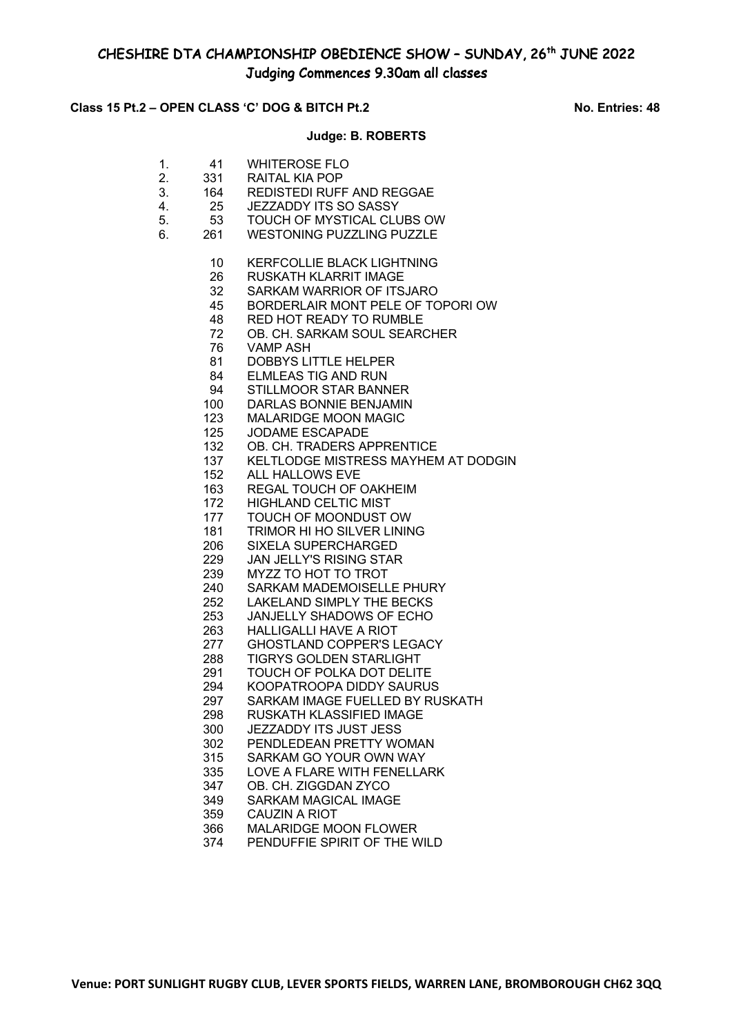# CHESHIRE DTA CHAMPIONSHIP OBEDIENCE SHOW – SUNDAY, 26th JUNE 2022

## Judging Commences 9.30am all classes

**Class 15 Pt.2 – OPEN CLASS 'C' DOG & BITCH Pt.2** **No. Entries: 48**

**Judge: B. ROBERTS**

| Place | No. | Name |
|---|---|---|
| 1. | 41 | WHITEROSE FLO |
| 2. | 331 | RAITAL KIA POP |
| 3. | 164 | REDISTEDI RUFF AND REGGAE |
| 4. | 25 | JEZZADDY ITS SO SASSY |
| 5. | 53 | TOUCH OF MYSTICAL CLUBS OW |
| 6. | 261 | WESTONING PUZZLING PUZZLE |

| No. | Name |
|---|---|
| 10 | KERFCOLLIE BLACK LIGHTNING |
| 26 | RUSKATH KLARRIT IMAGE |
| 32 | SARKAM WARRIOR OF ITSJARO |
| 45 | BORDERLAIR MONT PELE OF TOPORI OW |
| 48 | RED HOT READY TO RUMBLE |
| 72 | OB. CH. SARKAM SOUL SEARCHER |
| 76 | VAMP ASH |
| 81 | DOBBYS LITTLE HELPER |
| 84 | ELMLEAS TIG AND RUN |
| 94 | STILLMOOR STAR BANNER |
| 100 | DARLAS BONNIE BENJAMIN |
| 123 | MALARIDGE MOON MAGIC |
| 125 | JODAME ESCAPADE |
| 132 | OB. CH. TRADERS APPRENTICE |
| 137 | KELTLODGE MISTRESS MAYHEM AT DODGIN |
| 152 | ALL HALLOWS EVE |
| 163 | REGAL TOUCH OF OAKHEIM |
| 172 | HIGHLAND CELTIC MIST |
| 177 | TOUCH OF MOONDUST OW |
| 181 | TRIMOR HI HO SILVER LINING |
| 206 | SIXELA SUPERCHARGED |
| 229 | JAN JELLY'S RISING STAR |
| 239 | MYZZ TO HOT TO TROT |
| 240 | SARKAM MADEMOISELLE PHURY |
| 252 | LAKELAND SIMPLY THE BECKS |
| 253 | JANJELLY SHADOWS OF ECHO |
| 263 | HALLIGALLI HAVE A RIOT |
| 277 | GHOSTLAND COPPER'S LEGACY |
| 288 | TIGRYS GOLDEN STARLIGHT |
| 291 | TOUCH OF POLKA DOT DELITE |
| 294 | KOOPATROOPA DIDDY SAURUS |
| 297 | SARKAM IMAGE FUELLED BY RUSKATH |
| 298 | RUSKATH KLASSIFIED IMAGE |
| 300 | JEZZADDY ITS JUST JESS |
| 302 | PENDLEDEAN PRETTY WOMAN |
| 315 | SARKAM GO YOUR OWN WAY |
| 335 | LOVE A FLARE WITH FENELLARK |
| 347 | OB. CH. ZIGGDAN ZYCO |
| 349 | SARKAM MAGICAL IMAGE |
| 359 | CAUZIN A RIOT |
| 366 | MALARIDGE MOON FLOWER |
| 374 | PENDUFFIE SPIRIT OF THE WILD |

**Venue: PORT SUNLIGHT RUGBY CLUB, LEVER SPORTS FIELDS, WARREN LANE, BROMBOROUGH CH62 3QQ**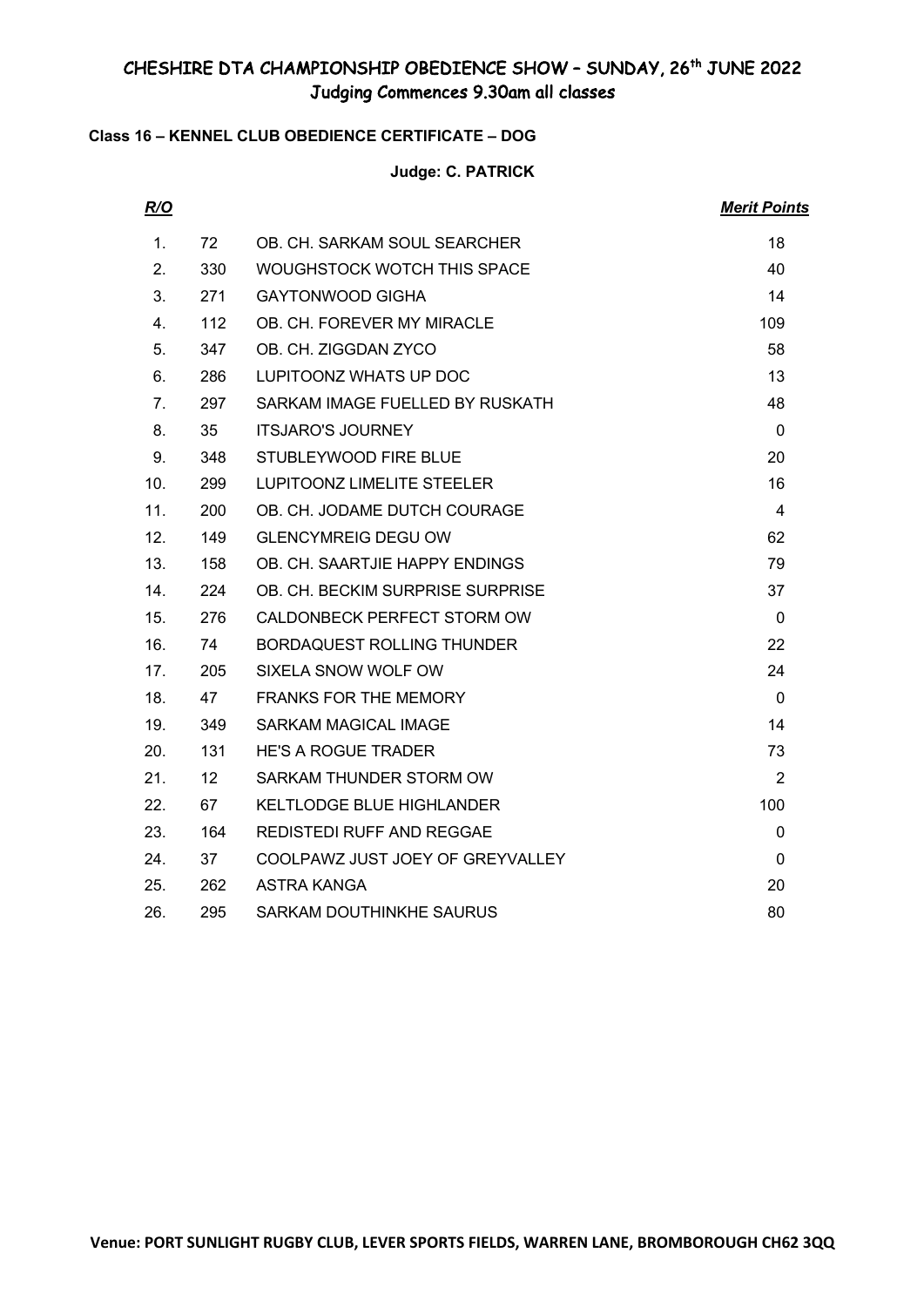# CHESHIRE DTA CHAMPIONSHIP OBEDIENCE SHOW – SUNDAY, 26th JUNE 2022

## Judging Commences 9.30am all classes

**Class 16 – KENNEL CLUB OBEDIENCE CERTIFICATE – DOG**

**Judge: C. PATRICK**

| *R/O* | | | *Merit Points* |
|---|---|---|---|
| 1. | 72 | OB. CH. SARKAM SOUL SEARCHER | 18 |
| 2. | 330 | WOUGHSTOCK WOTCH THIS SPACE | 40 |
| 3. | 271 | GAYTONWOOD GIGHA | 14 |
| 4. | 112 | OB. CH. FOREVER MY MIRACLE | 109 |
| 5. | 347 | OB. CH. ZIGGDAN ZYCO | 58 |
| 6. | 286 | LUPITOONZ WHATS UP DOC | 13 |
| 7. | 297 | SARKAM IMAGE FUELLED BY RUSKATH | 48 |
| 8. | 35 | ITSJARO'S JOURNEY | 0 |
| 9. | 348 | STUBLEYWOOD FIRE BLUE | 20 |
| 10. | 299 | LUPITOONZ LIMELITE STEELER | 16 |
| 11. | 200 | OB. CH. JODAME DUTCH COURAGE | 4 |
| 12. | 149 | GLENCYMREIG DEGU OW | 62 |
| 13. | 158 | OB. CH. SAARTJIE HAPPY ENDINGS | 79 |
| 14. | 224 | OB. CH. BECKIM SURPRISE SURPRISE | 37 |
| 15. | 276 | CALDONBECK PERFECT STORM OW | 0 |
| 16. | 74 | BORDAQUEST ROLLING THUNDER | 22 |
| 17. | 205 | SIXELA SNOW WOLF OW | 24 |
| 18. | 47 | FRANKS FOR THE MEMORY | 0 |
| 19. | 349 | SARKAM MAGICAL IMAGE | 14 |
| 20. | 131 | HE'S A ROGUE TRADER | 73 |
| 21. | 12 | SARKAM THUNDER STORM OW | 2 |
| 22. | 67 | KELTLODGE BLUE HIGHLANDER | 100 |
| 23. | 164 | REDISTEDI RUFF AND REGGAE | 0 |
| 24. | 37 | COOLPAWZ JUST JOEY OF GREYVALLEY | 0 |
| 25. | 262 | ASTRA KANGA | 20 |
| 26. | 295 | SARKAM DOUTHINKHE SAURUS | 80 |

**Venue: PORT SUNLIGHT RUGBY CLUB, LEVER SPORTS FIELDS, WARREN LANE, BROMBOROUGH CH62 3QQ**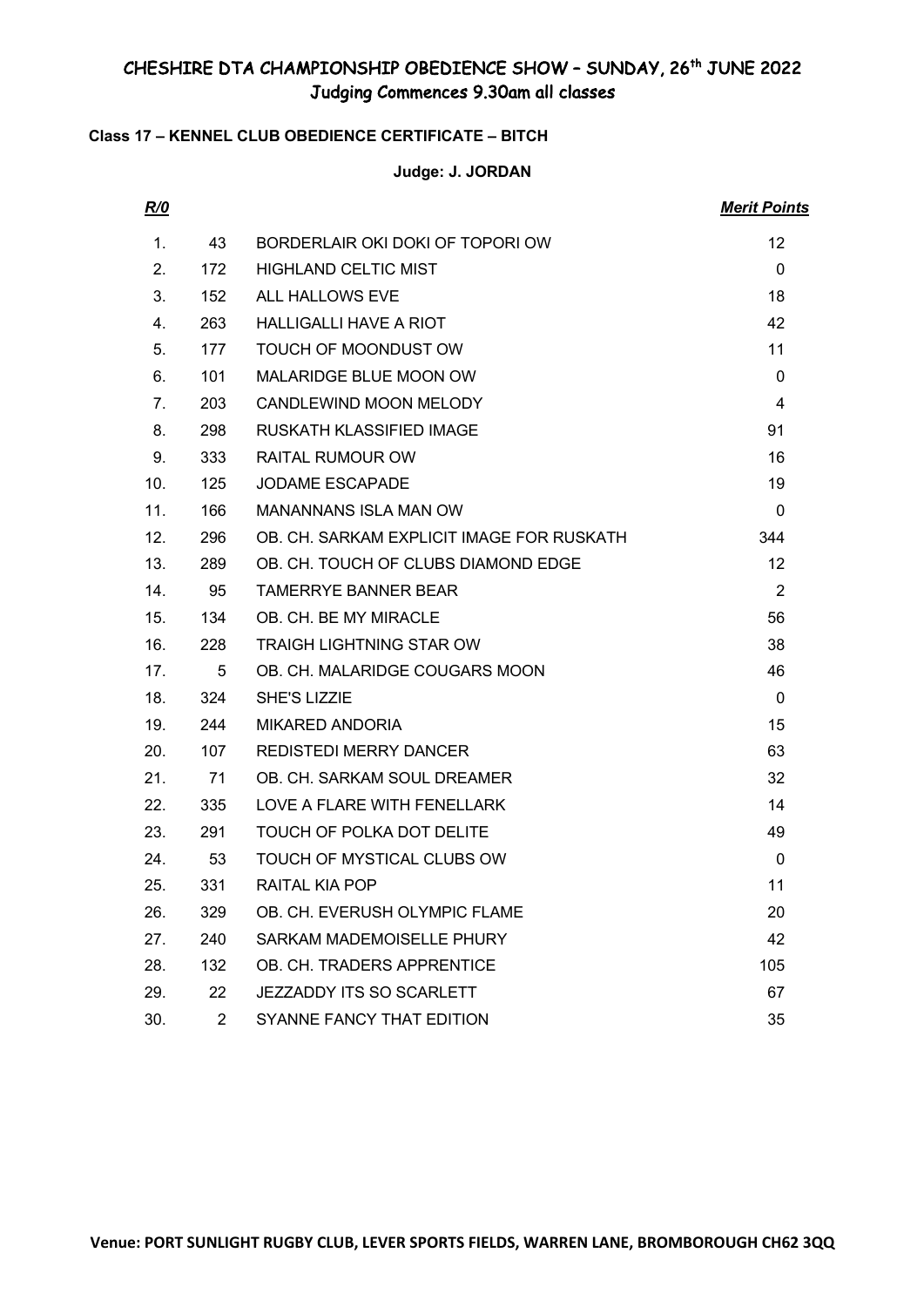# CHESHIRE DTA CHAMPIONSHIP OBEDIENCE SHOW – SUNDAY, 26th JUNE 2022

## Judging Commences 9.30am all classes

**Class 17 – KENNEL CLUB OBEDIENCE CERTIFICATE – BITCH**

**Judge: J. JORDAN**

| *R/0* | | | *Merit Points* |
|---|---|---|---|
| 1. | 43 | BORDERLAIR OKI DOKI OF TOPORI OW | 12 |
| 2. | 172 | HIGHLAND CELTIC MIST | 0 |
| 3. | 152 | ALL HALLOWS EVE | 18 |
| 4. | 263 | HALLIGALLI HAVE A RIOT | 42 |
| 5. | 177 | TOUCH OF MOONDUST OW | 11 |
| 6. | 101 | MALARIDGE BLUE MOON OW | 0 |
| 7. | 203 | CANDLEWIND MOON MELODY | 4 |
| 8. | 298 | RUSKATH KLASSIFIED IMAGE | 91 |
| 9. | 333 | RAITAL RUMOUR OW | 16 |
| 10. | 125 | JODAME ESCAPADE | 19 |
| 11. | 166 | MANANNANS ISLA MAN OW | 0 |
| 12. | 296 | OB. CH. SARKAM EXPLICIT IMAGE FOR RUSKATH | 344 |
| 13. | 289 | OB. CH. TOUCH OF CLUBS DIAMOND EDGE | 12 |
| 14. | 95 | TAMERRYE BANNER BEAR | 2 |
| 15. | 134 | OB. CH. BE MY MIRACLE | 56 |
| 16. | 228 | TRAIGH LIGHTNING STAR OW | 38 |
| 17. | 5 | OB. CH. MALARIDGE COUGARS MOON | 46 |
| 18. | 324 | SHE'S LIZZIE | 0 |
| 19. | 244 | MIKARED ANDORIA | 15 |
| 20. | 107 | REDISTEDI MERRY DANCER | 63 |
| 21. | 71 | OB. CH. SARKAM SOUL DREAMER | 32 |
| 22. | 335 | LOVE A FLARE WITH FENELLARK | 14 |
| 23. | 291 | TOUCH OF POLKA DOT DELITE | 49 |
| 24. | 53 | TOUCH OF MYSTICAL CLUBS OW | 0 |
| 25. | 331 | RAITAL KIA POP | 11 |
| 26. | 329 | OB. CH. EVERUSH OLYMPIC FLAME | 20 |
| 27. | 240 | SARKAM MADEMOISELLE PHURY | 42 |
| 28. | 132 | OB. CH. TRADERS APPRENTICE | 105 |
| 29. | 22 | JEZZADDY ITS SO SCARLETT | 67 |
| 30. | 2 | SYANNE FANCY THAT EDITION | 35 |

**Venue: PORT SUNLIGHT RUGBY CLUB, LEVER SPORTS FIELDS, WARREN LANE, BROMBOROUGH CH62 3QQ**